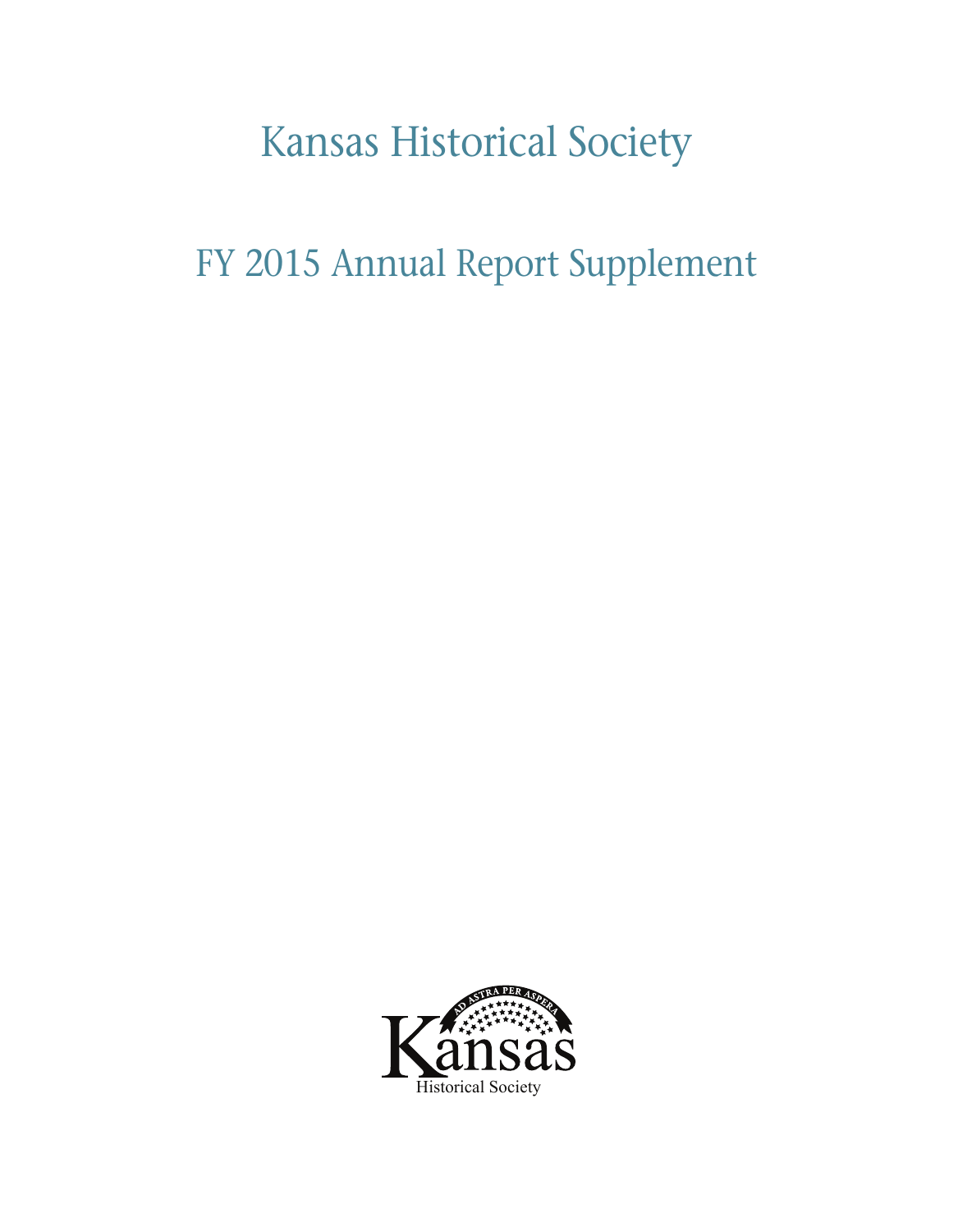# Kansas Historical Society

## FY 2015 Annual Report Supplement

AD ASTRA PER ASPERA

Kansas

Historical Society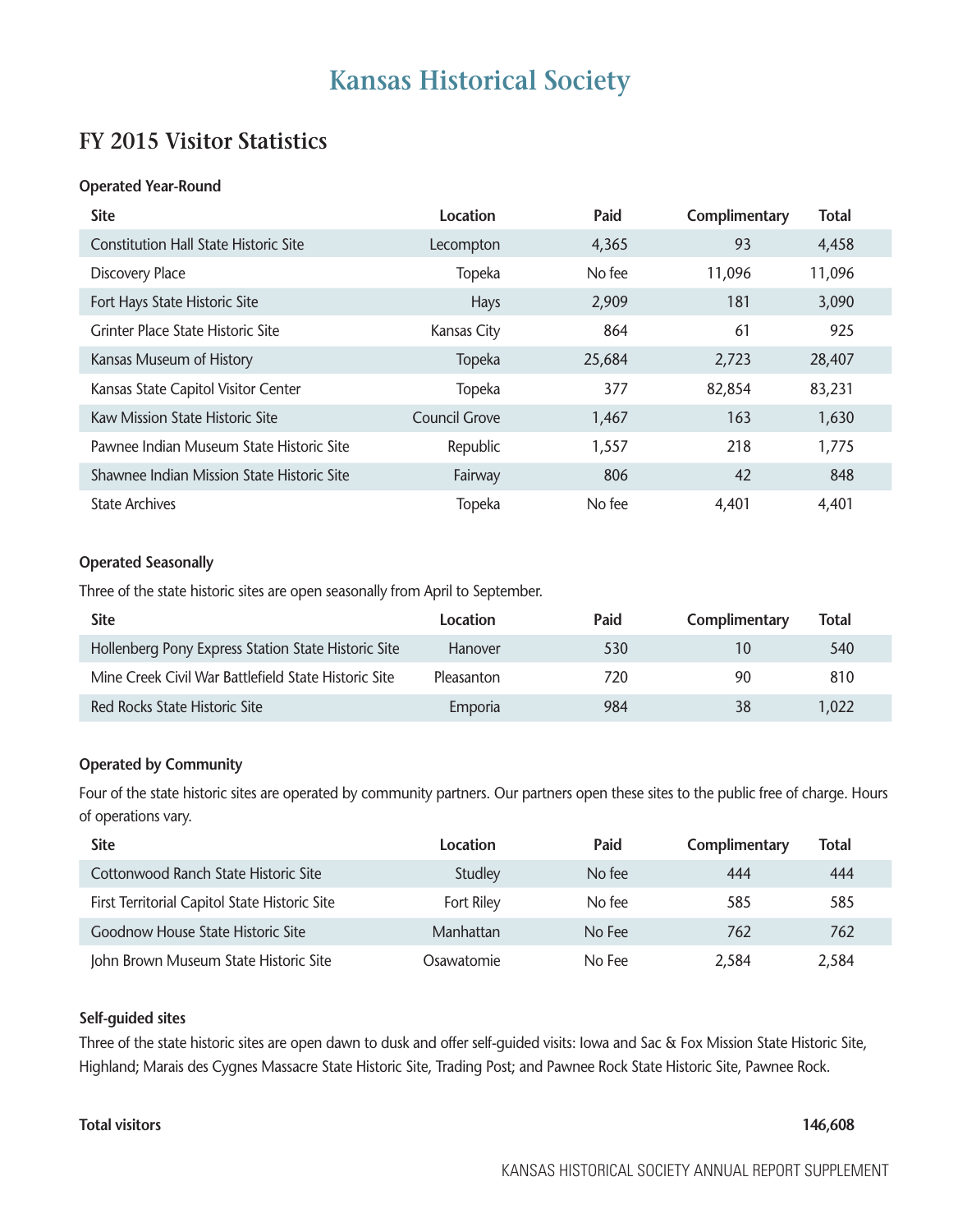# Kansas Historical Society

## FY 2015 Visitor Statistics

### Operated Year-Round

| Site | Location | Paid | Complimentary | Total |
|---|---|---|---|---|
| Constitution Hall State Historic Site | Lecompton | 4,365 | 93 | 4,458 |
| Discovery Place | Topeka | No fee | 11,096 | 11,096 |
| Fort Hays State Historic Site | Hays | 2,909 | 181 | 3,090 |
| Grinter Place State Historic Site | Kansas City | 864 | 61 | 925 |
| Kansas Museum of History | Topeka | 25,684 | 2,723 | 28,407 |
| Kansas State Capitol Visitor Center | Topeka | 377 | 82,854 | 83,231 |
| Kaw Mission State Historic Site | Council Grove | 1,467 | 163 | 1,630 |
| Pawnee Indian Museum State Historic Site | Republic | 1,557 | 218 | 1,775 |
| Shawnee Indian Mission State Historic Site | Fairway | 806 | 42 | 848 |
| State Archives | Topeka | No fee | 4,401 | 4,401 |

### Operated Seasonally

Three of the state historic sites are open seasonally from April to September.

| Site | Location | Paid | Complimentary | Total |
|---|---|---|---|---|
| Hollenberg Pony Express Station State Historic Site | Hanover | 530 | 10 | 540 |
| Mine Creek Civil War Battlefield State Historic Site | Pleasanton | 720 | 90 | 810 |
| Red Rocks State Historic Site | Emporia | 984 | 38 | 1,022 |

### Operated by Community

Four of the state historic sites are operated by community partners. Our partners open these sites to the public free of charge. Hours of operations vary.

| Site | Location | Paid | Complimentary | Total |
|---|---|---|---|---|
| Cottonwood Ranch State Historic Site | Studley | No fee | 444 | 444 |
| First Territorial Capitol State Historic Site | Fort Riley | No fee | 585 | 585 |
| Goodnow House State Historic Site | Manhattan | No Fee | 762 | 762 |
| John Brown Museum State Historic Site | Osawatomie | No Fee | 2,584 | 2,584 |

### Self-guided sites

Three of the state historic sites are open dawn to dusk and offer self-guided visits: Iowa and Sac & Fox Mission State Historic Site, Highland; Marais des Cygnes Massacre State Historic Site, Trading Post; and Pawnee Rock State Historic Site, Pawnee Rock.

**Total visitors** **146,608**

KANSAS HISTORICAL SOCIETY ANNUAL REPORT SUPPLEMENT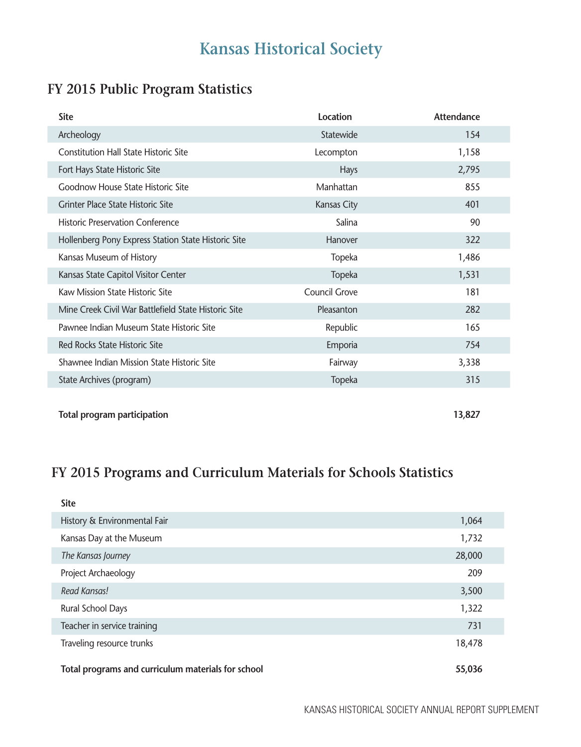# Kansas Historical Society

## FY 2015 Public Program Statistics

| Site | Location | Attendance |
|---|---|---|
| Archeology | Statewide | 154 |
| Constitution Hall State Historic Site | Lecompton | 1,158 |
| Fort Hays State Historic Site | Hays | 2,795 |
| Goodnow House State Historic Site | Manhattan | 855 |
| Grinter Place State Historic Site | Kansas City | 401 |
| Historic Preservation Conference | Salina | 90 |
| Hollenberg Pony Express Station State Historic Site | Hanover | 322 |
| Kansas Museum of History | Topeka | 1,486 |
| Kansas State Capitol Visitor Center | Topeka | 1,531 |
| Kaw Mission State Historic Site | Council Grove | 181 |
| Mine Creek Civil War Battlefield State Historic Site | Pleasanton | 282 |
| Pawnee Indian Museum State Historic Site | Republic | 165 |
| Red Rocks State Historic Site | Emporia | 754 |
| Shawnee Indian Mission State Historic Site | Fairway | 3,338 |
| State Archives (program) | Topeka | 315 |
| **Total program participation** | | **13,827** |

## FY 2015 Programs and Curriculum Materials for Schools Statistics

| Site | |
|---|---|
| History & Environmental Fair | 1,064 |
| Kansas Day at the Museum | 1,732 |
| *The Kansas Journey* | 28,000 |
| Project Archaeology | 209 |
| *Read Kansas!* | 3,500 |
| Rural School Days | 1,322 |
| Teacher in service training | 731 |
| Traveling resource trunks | 18,478 |
| **Total programs and curriculum materials for school** | **55,036** |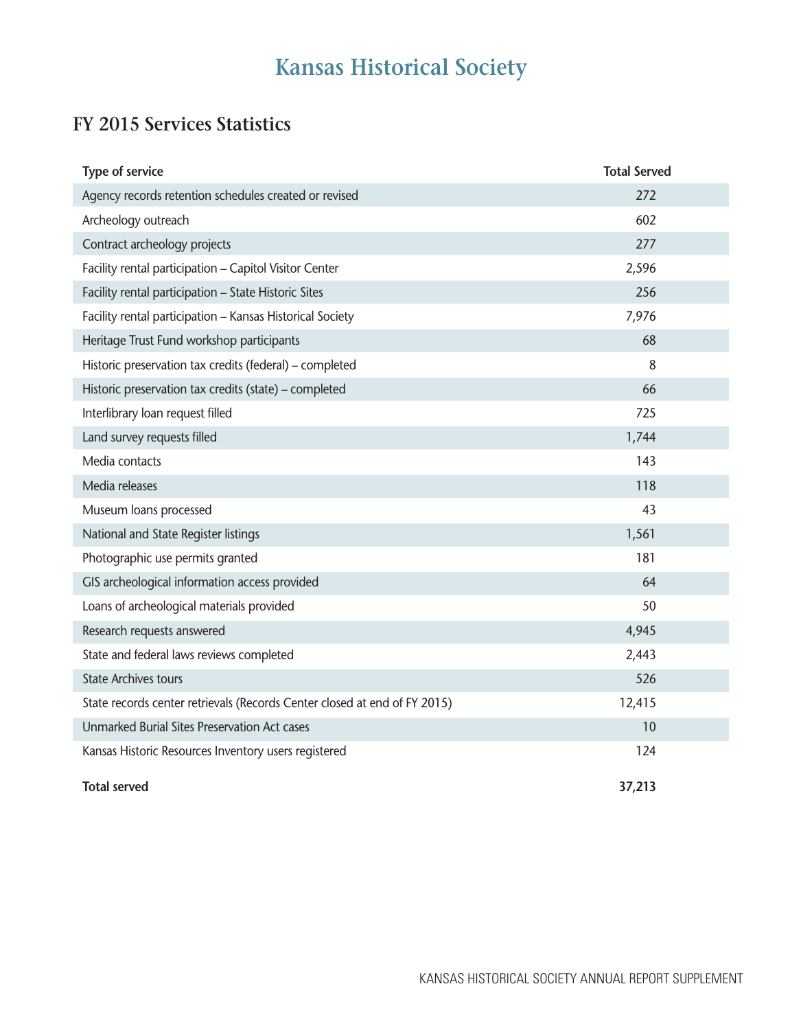# Kansas Historical Society

## FY 2015 Services Statistics

| Type of service | Total Served |
|---|---|
| Agency records retention schedules created or revised | 272 |
| Archeology outreach | 602 |
| Contract archeology projects | 277 |
| Facility rental participation – Capitol Visitor Center | 2,596 |
| Facility rental participation – State Historic Sites | 256 |
| Facility rental participation – Kansas Historical Society | 7,976 |
| Heritage Trust Fund workshop participants | 68 |
| Historic preservation tax credits (federal) – completed | 8 |
| Historic preservation tax credits (state) – completed | 66 |
| Interlibrary loan request filled | 725 |
| Land survey requests filled | 1,744 |
| Media contacts | 143 |
| Media releases | 118 |
| Museum loans processed | 43 |
| National and State Register listings | 1,561 |
| Photographic use permits granted | 181 |
| GIS archeological information access provided | 64 |
| Loans of archeological materials provided | 50 |
| Research requests answered | 4,945 |
| State and federal laws reviews completed | 2,443 |
| State Archives tours | 526 |
| State records center retrievals (Records Center closed at end of FY 2015) | 12,415 |
| Unmarked Burial Sites Preservation Act cases | 10 |
| Kansas Historic Resources Inventory users registered | 124 |
| **Total served** | **37,213** |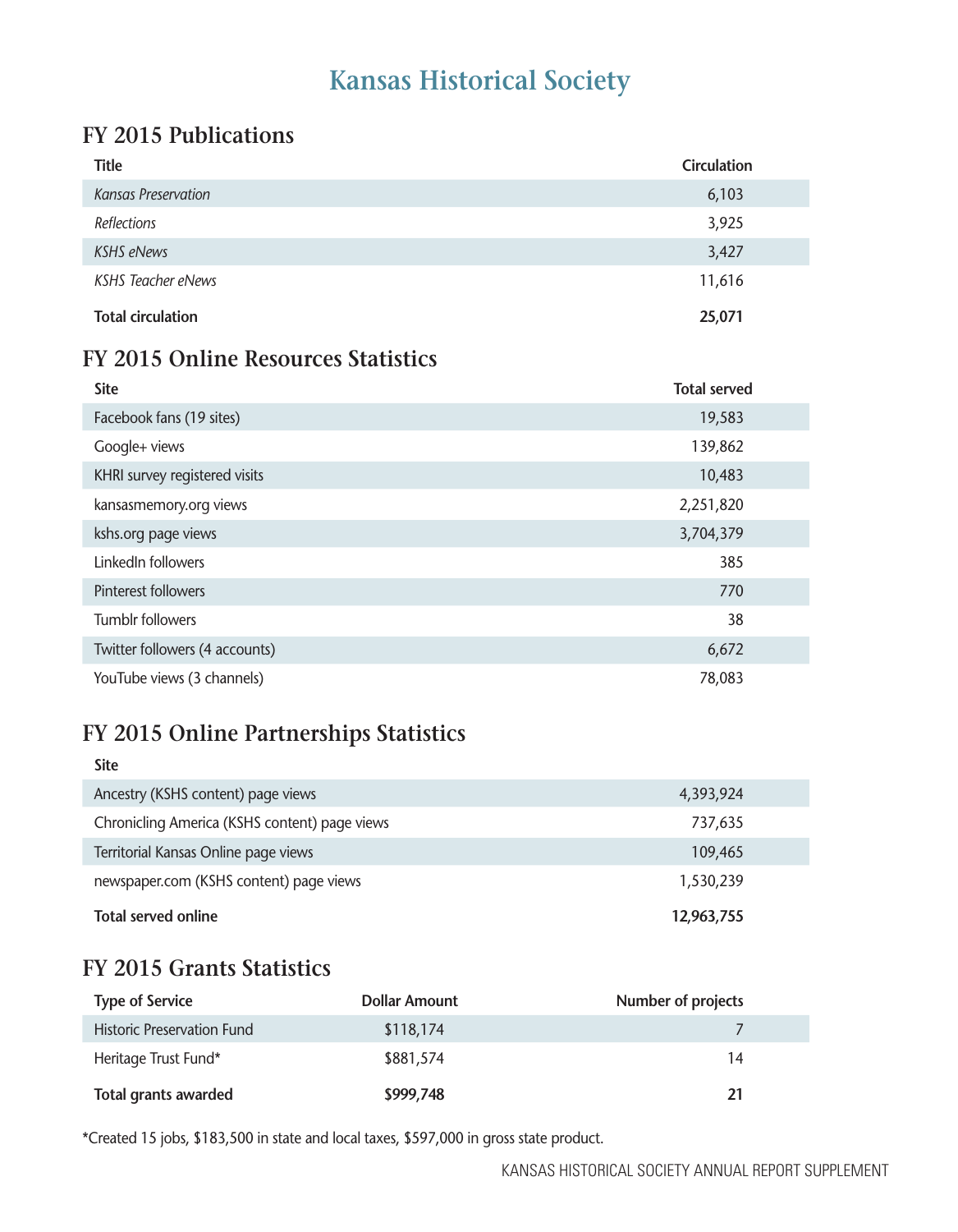# Kansas Historical Society

## FY 2015 Publications

| Title | Circulation |
|---|---|
| *Kansas Preservation* | 6,103 |
| *Reflections* | 3,925 |
| *KSHS eNews* | 3,427 |
| *KSHS Teacher eNews* | 11,616 |
| **Total circulation** | **25,071** |

## FY 2015 Online Resources Statistics

| Site | Total served |
|---|---|
| Facebook fans (19 sites) | 19,583 |
| Google+ views | 139,862 |
| KHRI survey registered visits | 10,483 |
| kansasmemory.org views | 2,251,820 |
| kshs.org page views | 3,704,379 |
| LinkedIn followers | 385 |
| Pinterest followers | 770 |
| Tumblr followers | 38 |
| Twitter followers (4 accounts) | 6,672 |
| YouTube views (3 channels) | 78,083 |

## FY 2015 Online Partnerships Statistics

| Site | |
|---|---|
| Ancestry (KSHS content) page views | 4,393,924 |
| Chronicling America (KSHS content) page views | 737,635 |
| Territorial Kansas Online page views | 109,465 |
| newspaper.com (KSHS content) page views | 1,530,239 |
| **Total served online** | **12,963,755** |

## FY 2015 Grants Statistics

| Type of Service | Dollar Amount | Number of projects |
|---|---|---|
| Historic Preservation Fund | $118,174 | 7 |
| Heritage Trust Fund* | $881,574 | 14 |
| **Total grants awarded** | **$999,748** | **21** |

*Created 15 jobs, $183,500 in state and local taxes, $597,000 in gross state product.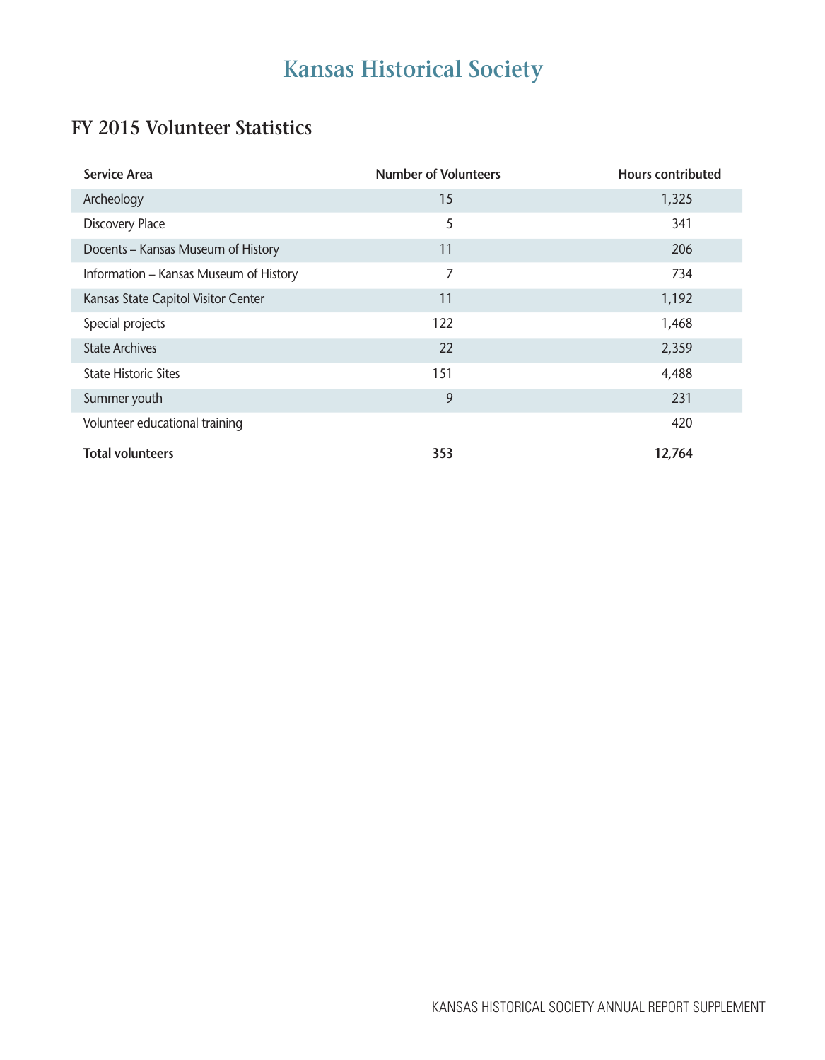# Kansas Historical Society

## FY 2015 Volunteer Statistics

| Service Area | Number of Volunteers | Hours contributed |
|---|---|---|
| Archeology | 15 | 1,325 |
| Discovery Place | 5 | 341 |
| Docents – Kansas Museum of History | 11 | 206 |
| Information – Kansas Museum of History | 7 | 734 |
| Kansas State Capitol Visitor Center | 11 | 1,192 |
| Special projects | 122 | 1,468 |
| State Archives | 22 | 2,359 |
| State Historic Sites | 151 | 4,488 |
| Summer youth | 9 | 231 |
| Volunteer educational training | | 420 |
| **Total volunteers** | **353** | **12,764** |